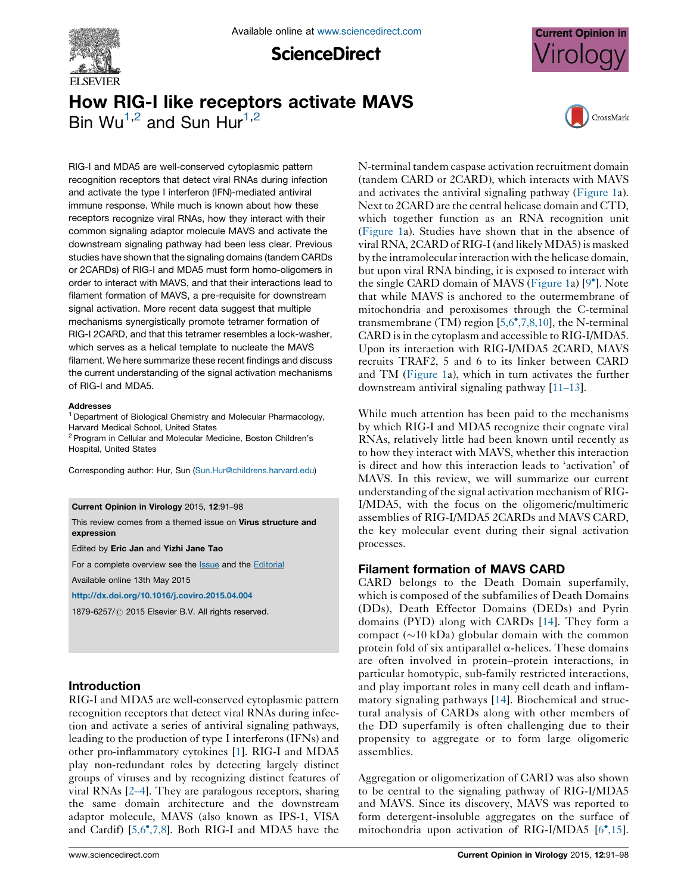# How RIG-I like receptors activate MAVS

Bin Wu[1,2] and Sun Hur[1,2]

RIG-I and MDA5 are well-conserved cytoplasmic pattern recognition receptors that detect viral RNAs during infection and activate the type I interferon (IFN)-mediated antiviral immune response. While much is known about how these receptors recognize viral RNAs, how they interact with their common signaling adaptor molecule MAVS and activate the downstream signaling pathway had been less clear. Previous studies have shown that the signaling domains (tandem CARDs or 2CARDs) of RIG-I and MDA5 must form homo-oligomers in order to interact with MAVS, and that their interactions lead to filament formation of MAVS, a pre-requisite for downstream signal activation. More recent data suggest that multiple mechanisms synergistically promote tetramer formation of RIG-I 2CARD, and that this tetramer resembles a lock-washer, which serves as a helical template to nucleate the MAVS filament. We here summarize these recent findings and discuss the current understanding of the signal activation mechanisms of RIG-I and MDA5.

**Addresses**

[1] Department of Biological Chemistry and Molecular Pharmacology, Harvard Medical School, United States

[2] Program in Cellular and Molecular Medicine, Boston Children's Hospital, United States

Corresponding author: Hur, Sun (Sun.Hur@childrens.harvard.edu)

**Current Opinion in Virology** 2015, **12**:91–98

This review comes from a themed issue on **Virus structure and expression**

Edited by **Eric Jan** and **Yizhi Jane Tao**

For a complete overview see the Issue and the Editorial

Available online 13th May 2015

http://dx.doi.org/10.1016/j.coviro.2015.04.004

1879-6257/© 2015 Elsevier B.V. All rights reserved.

## Introduction

RIG-I and MDA5 are well-conserved cytoplasmic pattern recognition receptors that detect viral RNAs during infection and activate a series of antiviral signaling pathways, leading to the production of type I interferons (IFNs) and other pro-inflammatory cytokines [1]. RIG-I and MDA5 play non-redundant roles by detecting largely distinct groups of viruses and by recognizing distinct features of viral RNAs [2–4]. They are paralogous receptors, sharing the same domain architecture and the downstream adaptor molecule, MAVS (also known as IPS-1, VISA and Cardif) [5,6•,7,8]. Both RIG-I and MDA5 have the N-terminal tandem caspase activation recruitment domain (tandem CARD or 2CARD), which interacts with MAVS and activates the antiviral signaling pathway (Figure 1a). Next to 2CARD are the central helicase domain and CTD, which together function as an RNA recognition unit (Figure 1a). Studies have shown that in the absence of viral RNA, 2CARD of RIG-I (and likely MDA5) is masked by the intramolecular interaction with the helicase domain, but upon viral RNA binding, it is exposed to interact with the single CARD domain of MAVS (Figure 1a) [9•]. Note that while MAVS is anchored to the outermembrane of mitochondria and peroxisomes through the C-terminal transmembrane (TM) region [5,6•,7,8,10], the N-terminal CARD is in the cytoplasm and accessible to RIG-I/MDA5. Upon its interaction with RIG-I/MDA5 2CARD, MAVS recruits TRAF2, 5 and 6 to its linker between CARD and TM (Figure 1a), which in turn activates the further downstream antiviral signaling pathway [11–13].

While much attention has been paid to the mechanisms by which RIG-I and MDA5 recognize their cognate viral RNAs, relatively little had been known until recently as to how they interact with MAVS, whether this interaction is direct and how this interaction leads to 'activation' of MAVS. In this review, we will summarize our current understanding of the signal activation mechanism of RIG-I/MDA5, with the focus on the oligomeric/multimeric assemblies of RIG-I/MDA5 2CARDs and MAVS CARD, the key molecular event during their signal activation processes.

## Filament formation of MAVS CARD

CARD belongs to the Death Domain superfamily, which is composed of the subfamilies of Death Domains (DDs), Death Effector Domains (DEDs) and Pyrin domains (PYD) along with CARDs [14]. They form a compact (~10 kDa) globular domain with the common protein fold of six antiparallel α-helices. These domains are often involved in protein–protein interactions, in particular homotypic, sub-family restricted interactions, and play important roles in many cell death and inflammatory signaling pathways [14]. Biochemical and structural analysis of CARDs along with other members of the DD superfamily is often challenging due to their propensity to aggregate or to form large oligomeric assemblies.

Aggregation or oligomerization of CARD was also shown to be central to the signaling pathway of RIG-I/MDA5 and MAVS. Since its discovery, MAVS was reported to form detergent-insoluble aggregates on the surface of mitochondria upon activation of RIG-I/MDA5 [6•,15].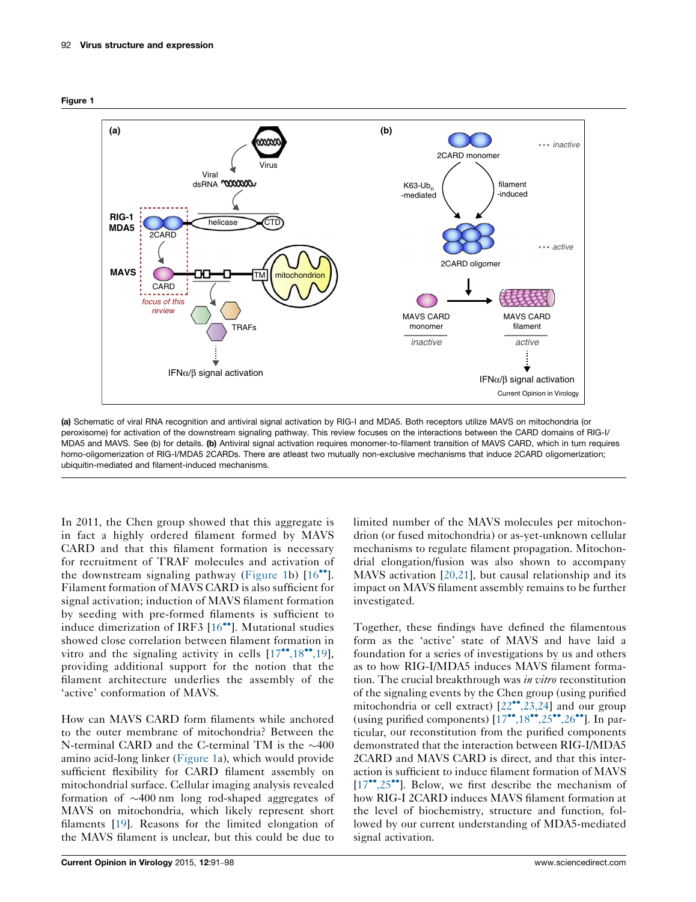Figure 1

(a) Schematic of viral RNA recognition and antiviral signal activation by RIG-I and MDA5. Both receptors utilize MAVS on mitochondria (or peroxisome) for activation of the downstream signaling pathway. This review focuses on the interactions between the CARD domains of RIG-I/MDA5 and MAVS. See (b) for details. (b) Antiviral signal activation requires monomer-to-filament transition of MAVS CARD, which in turn requires homo-oligomerization of RIG-I/MDA5 2CARDs. There are atleast two mutually non-exclusive mechanisms that induce 2CARD oligomerization; ubiquitin-mediated and filament-induced mechanisms.

In 2011, the Chen group showed that this aggregate is in fact a highly ordered filament formed by MAVS CARD and that this filament formation is necessary for recruitment of TRAF molecules and activation of the downstream signaling pathway (Figure 1b) [16••]. Filament formation of MAVS CARD is also sufficient for signal activation; induction of MAVS filament formation by seeding with pre-formed filaments is sufficient to induce dimerization of IRF3 [16••]. Mutational studies showed close correlation between filament formation in vitro and the signaling activity in cells [17••,18••,19], providing additional support for the notion that the filament architecture underlies the assembly of the 'active' conformation of MAVS.

How can MAVS CARD form filaments while anchored to the outer membrane of mitochondria? Between the N-terminal CARD and the C-terminal TM is the ~400 amino acid-long linker (Figure 1a), which would provide sufficient flexibility for CARD filament assembly on mitochondrial surface. Cellular imaging analysis revealed formation of ~400 nm long rod-shaped aggregates of MAVS on mitochondria, which likely represent short filaments [19]. Reasons for the limited elongation of the MAVS filament is unclear, but this could be due to limited number of the MAVS molecules per mitochondrion (or fused mitochondria) or as-yet-unknown cellular mechanisms to regulate filament propagation. Mitochondrial elongation/fusion was also shown to accompany MAVS activation [20,21], but causal relationship and its impact on MAVS filament assembly remains to be further investigated.

Together, these findings have defined the filamentous form as the 'active' state of MAVS and have laid a foundation for a series of investigations by us and others as to how RIG-I/MDA5 induces MAVS filament formation. The crucial breakthrough was *in vitro* reconstitution of the signaling events by the Chen group (using purified mitochondria or cell extract) [22••,23,24] and our group (using purified components) [17••,18••,25••,26••]. In particular, our reconstitution from the purified components demonstrated that the interaction between RIG-I/MDA5 2CARD and MAVS CARD is direct, and that this interaction is sufficient to induce filament formation of MAVS [17••,25••]. Below, we first describe the mechanism of how RIG-I 2CARD induces MAVS filament formation at the level of biochemistry, structure and function, followed by our current understanding of MDA5-mediated signal activation.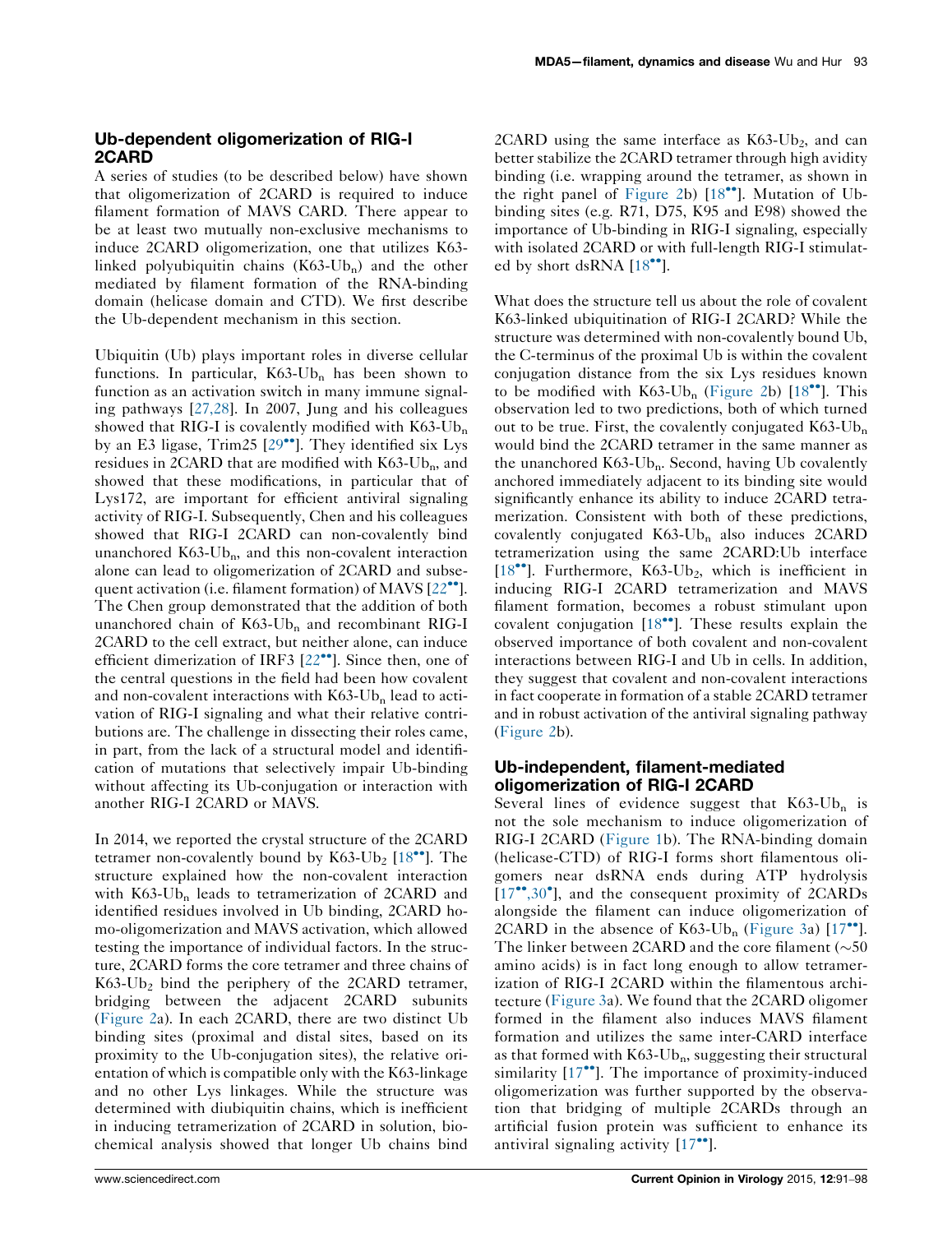## Ub-dependent oligomerization of RIG-I 2CARD

A series of studies (to be described below) have shown that oligomerization of 2CARD is required to induce filament formation of MAVS CARD. There appear to be at least two mutually non-exclusive mechanisms to induce 2CARD oligomerization, one that utilizes K63-linked polyubiquitin chains (K63-$Ub_n$) and the other mediated by filament formation of the RNA-binding domain (helicase domain and CTD). We first describe the Ub-dependent mechanism in this section.

Ubiquitin (Ub) plays important roles in diverse cellular functions. In particular, K63-$Ub_n$ has been shown to function as an activation switch in many immune signaling pathways [27,28]. In 2007, Jung and his colleagues showed that RIG-I is covalently modified with K63-$Ub_n$ by an E3 ligase, Trim25 [29••]. They identified six Lys residues in 2CARD that are modified with K63-$Ub_n$, and showed that these modifications, in particular that of Lys172, are important for efficient antiviral signaling activity of RIG-I. Subsequently, Chen and his colleagues showed that RIG-I 2CARD can non-covalently bind unanchored K63-$Ub_n$, and this non-covalent interaction alone can lead to oligomerization of 2CARD and subsequent activation (i.e. filament formation) of MAVS [22••]. The Chen group demonstrated that the addition of both unanchored chain of K63-$Ub_n$ and recombinant RIG-I 2CARD to the cell extract, but neither alone, can induce efficient dimerization of IRF3 [22••]. Since then, one of the central questions in the field had been how covalent and non-covalent interactions with K63-$Ub_n$ lead to activation of RIG-I signaling and what their relative contributions are. The challenge in dissecting their roles came, in part, from the lack of a structural model and identification of mutations that selectively impair Ub-binding without affecting its Ub-conjugation or interaction with another RIG-I 2CARD or MAVS.

In 2014, we reported the crystal structure of the 2CARD tetramer non-covalently bound by K63-$Ub_2$ [18••]. The structure explained how the non-covalent interaction with K63-$Ub_n$ leads to tetramerization of 2CARD and identified residues involved in Ub binding, 2CARD homo-oligomerization and MAVS activation, which allowed testing the importance of individual factors. In the structure, 2CARD forms the core tetramer and three chains of K63-$Ub_2$ bind the periphery of the 2CARD tetramer, bridging between the adjacent 2CARD subunits (Figure 2a). In each 2CARD, there are two distinct Ub binding sites (proximal and distal sites, based on its proximity to the Ub-conjugation sites), the relative orientation of which is compatible only with the K63-linkage and no other Lys linkages. While the structure was determined with diubiquitin chains, which is inefficient in inducing tetramerization of 2CARD in solution, biochemical analysis showed that longer Ub chains bind 2CARD using the same interface as K63-$Ub_2$, and can better stabilize the 2CARD tetramer through high avidity binding (i.e. wrapping around the tetramer, as shown in the right panel of Figure 2b) [18••]. Mutation of Ub-binding sites (e.g. R71, D75, K95 and E98) showed the importance of Ub-binding in RIG-I signaling, especially with isolated 2CARD or with full-length RIG-I stimulated by short dsRNA [18••].

What does the structure tell us about the role of covalent K63-linked ubiquitination of RIG-I 2CARD? While the structure was determined with non-covalently bound Ub, the C-terminus of the proximal Ub is within the covalent conjugation distance from the six Lys residues known to be modified with K63-$Ub_n$ (Figure 2b) [18••]. This observation led to two predictions, both of which turned out to be true. First, the covalently conjugated K63-$Ub_n$ would bind the 2CARD tetramer in the same manner as the unanchored K63-$Ub_n$. Second, having Ub covalently anchored immediately adjacent to its binding site would significantly enhance its ability to induce 2CARD tetramerization. Consistent with both of these predictions, covalently conjugated K63-$Ub_n$ also induces 2CARD tetramerization using the same 2CARD:Ub interface [18••]. Furthermore, K63-$Ub_2$, which is inefficient in inducing RIG-I 2CARD tetramerization and MAVS filament formation, becomes a robust stimulant upon covalent conjugation [18••]. These results explain the observed importance of both covalent and non-covalent interactions between RIG-I and Ub in cells. In addition, they suggest that covalent and non-covalent interactions in fact cooperate in formation of a stable 2CARD tetramer and in robust activation of the antiviral signaling pathway (Figure 2b).

## Ub-independent, filament-mediated oligomerization of RIG-I 2CARD

Several lines of evidence suggest that K63-$Ub_n$ is not the sole mechanism to induce oligomerization of RIG-I 2CARD (Figure 1b). The RNA-binding domain (helicase-CTD) of RIG-I forms short filamentous oligomers near dsRNA ends during ATP hydrolysis [17••,30•], and the consequent proximity of 2CARDs alongside the filament can induce oligomerization of 2CARD in the absence of K63-$Ub_n$ (Figure 3a) [17••]. The linker between 2CARD and the core filament (~50 amino acids) is in fact long enough to allow tetramerization of RIG-I 2CARD within the filamentous architecture (Figure 3a). We found that the 2CARD oligomer formed in the filament also induces MAVS filament formation and utilizes the same inter-CARD interface as that formed with K63-$Ub_n$, suggesting their structural similarity [17••]. The importance of proximity-induced oligomerization was further supported by the observation that bridging of multiple 2CARDs through an artificial fusion protein was sufficient to enhance its antiviral signaling activity [17••].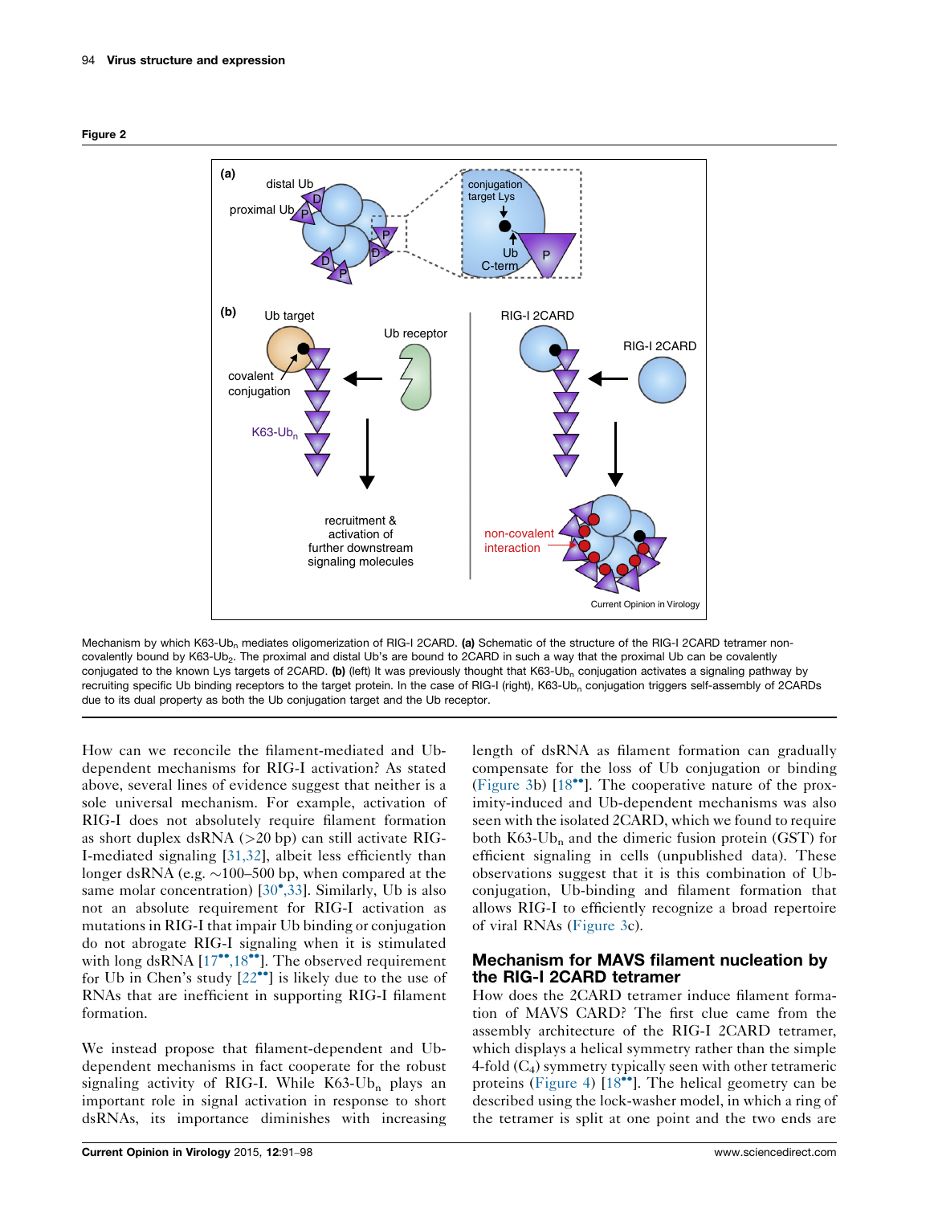Figure 2

Mechanism by which K63-Ub$_n$ mediates oligomerization of RIG-I 2CARD. **(a)** Schematic of the structure of the RIG-I 2CARD tetramer non-covalently bound by K63-Ub$_2$. The proximal and distal Ub's are bound to 2CARD in such a way that the proximal Ub can be covalently conjugated to the known Lys targets of 2CARD. **(b)** (left) It was previously thought that K63-Ub$_n$ conjugation activates a signaling pathway by recruiting specific Ub binding receptors to the target protein. In the case of RIG-I (right), K63-Ub$_n$ conjugation triggers self-assembly of 2CARDs due to its dual property as both the Ub conjugation target and the Ub receptor.

How can we reconcile the filament-mediated and Ub-dependent mechanisms for RIG-I activation? As stated above, several lines of evidence suggest that neither is a sole universal mechanism. For example, activation of RIG-I does not absolutely require filament formation as short duplex dsRNA (>20 bp) can still activate RIG-I-mediated signaling [31,32], albeit less efficiently than longer dsRNA (e.g. ~100–500 bp, when compared at the same molar concentration) [30•,33]. Similarly, Ub is also not an absolute requirement for RIG-I activation as mutations in RIG-I that impair Ub binding or conjugation do not abrogate RIG-I signaling when it is stimulated with long dsRNA [17••,18••]. The observed requirement for Ub in Chen's study [22••] is likely due to the use of RNAs that are inefficient in supporting RIG-I filament formation.

We instead propose that filament-dependent and Ub-dependent mechanisms in fact cooperate for the robust signaling activity of RIG-I. While K63-Ub$_n$ plays an important role in signal activation in response to short dsRNAs, its importance diminishes with increasing length of dsRNA as filament formation can gradually compensate for the loss of Ub conjugation or binding (Figure 3b) [18••]. The cooperative nature of the proximity-induced and Ub-dependent mechanisms was also seen with the isolated 2CARD, which we found to require both K63-Ub$_n$ and the dimeric fusion protein (GST) for efficient signaling in cells (unpublished data). These observations suggest that it is this combination of Ub-conjugation, Ub-binding and filament formation that allows RIG-I to efficiently recognize a broad repertoire of viral RNAs (Figure 3c).

## Mechanism for MAVS filament nucleation by the RIG-I 2CARD tetramer

How does the 2CARD tetramer induce filament formation of MAVS CARD? The first clue came from the assembly architecture of the RIG-I 2CARD tetramer, which displays a helical symmetry rather than the simple 4-fold ($C_4$) symmetry typically seen with other tetrameric proteins (Figure 4) [18••]. The helical geometry can be described using the lock-washer model, in which a ring of the tetramer is split at one point and the two ends are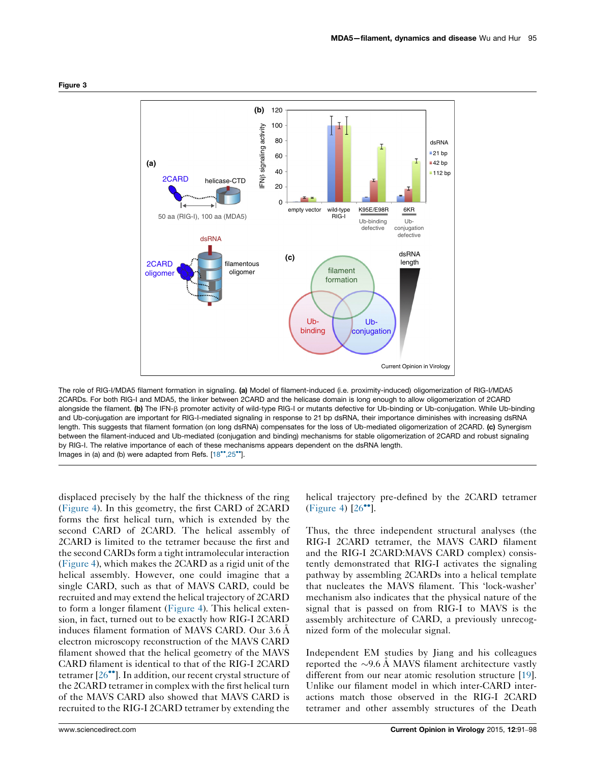Figure 3

The role of RIG-I/MDA5 filament formation in signaling. **(a)** Model of filament-induced (i.e. proximity-induced) oligomerization of RIG-I/MDA5 2CARDs. For both RIG-I and MDA5, the linker between 2CARD and the helicase domain is long enough to allow oligomerization of 2CARD alongside the filament. **(b)** The IFN-β promoter activity of wild-type RIG-I or mutants defective for Ub-binding or Ub-conjugation. While Ub-binding and Ub-conjugation are important for RIG-I-mediated signaling in response to 21 bp dsRNA, their importance diminishes with increasing dsRNA length. This suggests that filament formation (on long dsRNA) compensates for the loss of Ub-mediated oligomerization of 2CARD. **(c)** Synergism between the filament-induced and Ub-mediated (conjugation and binding) mechanisms for stable oligomerization of 2CARD and robust signaling by RIG-I. The relative importance of each of these mechanisms appears dependent on the dsRNA length.
Images in (a) and (b) were adapted from Refs. [18••,25••].

displaced precisely by the half the thickness of the ring (Figure 4). In this geometry, the first CARD of 2CARD forms the first helical turn, which is extended by the second CARD of 2CARD. The helical assembly of 2CARD is limited to the tetramer because the first and the second CARDs form a tight intramolecular interaction (Figure 4), which makes the 2CARD as a rigid unit of the helical assembly. However, one could imagine that a single CARD, such as that of MAVS CARD, could be recruited and may extend the helical trajectory of 2CARD to form a longer filament (Figure 4). This helical extension, in fact, turned out to be exactly how RIG-I 2CARD induces filament formation of MAVS CARD. Our 3.6 Å electron microscopy reconstruction of the MAVS CARD filament showed that the helical geometry of the MAVS CARD filament is identical to that of the RIG-I 2CARD tetramer [26••]. In addition, our recent crystal structure of the 2CARD tetramer in complex with the first helical turn of the MAVS CARD also showed that MAVS CARD is recruited to the RIG-I 2CARD tetramer by extending the helical trajectory pre-defined by the 2CARD tetramer (Figure 4) [26••].

Thus, the three independent structural analyses (the RIG-I 2CARD tetramer, the MAVS CARD filament and the RIG-I 2CARD:MAVS CARD complex) consistently demonstrated that RIG-I activates the signaling pathway by assembling 2CARDs into a helical template that nucleates the MAVS filament. This 'lock-washer' mechanism also indicates that the physical nature of the signal that is passed on from RIG-I to MAVS is the assembly architecture of CARD, a previously unrecognized form of the molecular signal.

Independent EM studies by Jiang and his colleagues reported the ~9.6 Å MAVS filament architecture vastly different from our near atomic resolution structure [19]. Unlike our filament model in which inter-CARD interactions match those observed in the RIG-I 2CARD tetramer and other assembly structures of the Death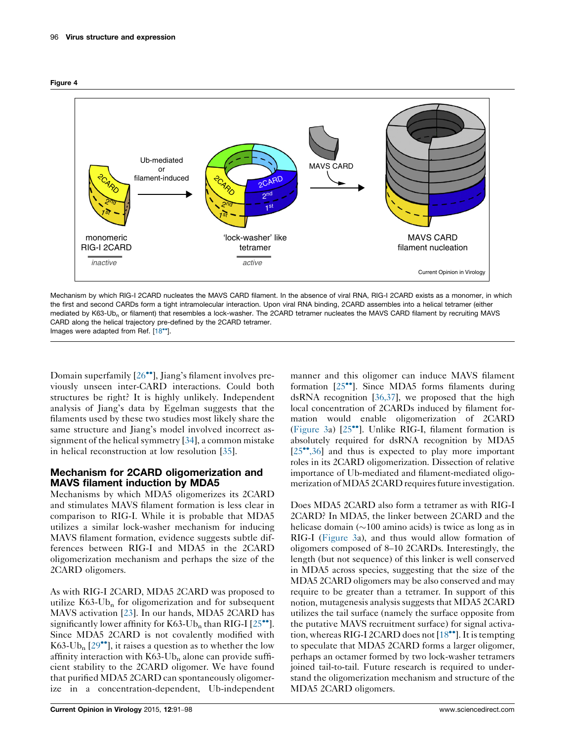Figure 4

Mechanism by which RIG-I 2CARD nucleates the MAVS CARD filament. In the absence of viral RNA, RIG-I 2CARD exists as a monomer, in which the first and second CARDs form a tight intramolecular interaction. Upon viral RNA binding, 2CARD assembles into a helical tetramer (either mediated by K63-Ub$_n$ or filament) that resembles a lock-washer. The 2CARD tetramer nucleates the MAVS CARD filament by recruiting MAVS CARD along the helical trajectory pre-defined by the 2CARD tetramer.
Images were adapted from Ref. [18••].

Domain superfamily [26••], Jiang's filament involves previously unseen inter-CARD interactions. Could both structures be right? It is highly unlikely. Independent analysis of Jiang's data by Egelman suggests that the filaments used by these two studies most likely share the same structure and Jiang's model involved incorrect assignment of the helical symmetry [34], a common mistake in helical reconstruction at low resolution [35].

## Mechanism for 2CARD oligomerization and MAVS filament induction by MDA5

Mechanisms by which MDA5 oligomerizes its 2CARD and stimulates MAVS filament formation is less clear in comparison to RIG-I. While it is probable that MDA5 utilizes a similar lock-washer mechanism for inducing MAVS filament formation, evidence suggests subtle differences between RIG-I and MDA5 in the 2CARD oligomerization mechanism and perhaps the size of the 2CARD oligomers.

As with RIG-I 2CARD, MDA5 2CARD was proposed to utilize K63-Ub$_n$ for oligomerization and for subsequent MAVS activation [23]. In our hands, MDA5 2CARD has significantly lower affinity for K63-Ub$_n$ than RIG-I [25••]. Since MDA5 2CARD is not covalently modified with K63-Ub$_n$ [29••], it raises a question as to whether the low affinity interaction with K63-Ub$_n$ alone can provide sufficient stability to the 2CARD oligomer. We have found that purified MDA5 2CARD can spontaneously oligomerize in a concentration-dependent, Ub-independent manner and this oligomer can induce MAVS filament formation [25••]. Since MDA5 forms filaments during dsRNA recognition [36,37], we proposed that the high local concentration of 2CARDs induced by filament formation would enable oligomerization of 2CARD (Figure 3a) [25••]. Unlike RIG-I, filament formation is absolutely required for dsRNA recognition by MDA5 [25••,36] and thus is expected to play more important roles in its 2CARD oligomerization. Dissection of relative importance of Ub-mediated and filament-mediated oligomerization of MDA5 2CARD requires future investigation.

Does MDA5 2CARD also form a tetramer as with RIG-I 2CARD? In MDA5, the linker between 2CARD and the helicase domain (∼100 amino acids) is twice as long as in RIG-I (Figure 3a), and thus would allow formation of oligomers composed of 8–10 2CARDs. Interestingly, the length (but not sequence) of this linker is well conserved in MDA5 across species, suggesting that the size of the MDA5 2CARD oligomers may be also conserved and may require to be greater than a tetramer. In support of this notion, mutagenesis analysis suggests that MDA5 2CARD utilizes the tail surface (namely the surface opposite from the putative MAVS recruitment surface) for signal activation, whereas RIG-I 2CARD does not [18••]. It is tempting to speculate that MDA5 2CARD forms a larger oligomer, perhaps an octamer formed by two lock-washer tetramers joined tail-to-tail. Future research is required to understand the oligomerization mechanism and structure of the MDA5 2CARD oligomers.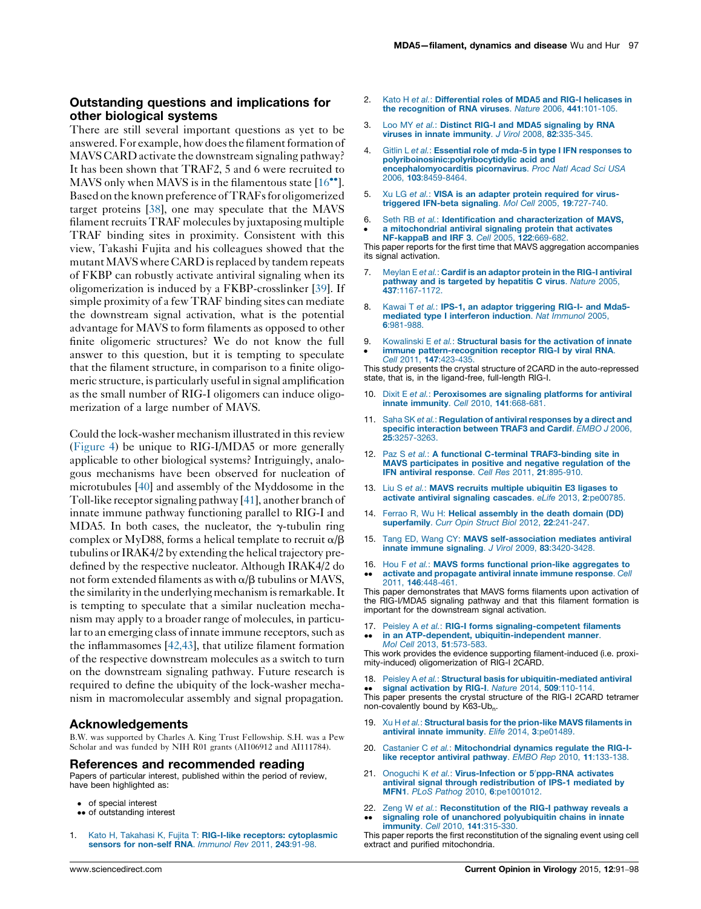## Outstanding questions and implications for other biological systems

There are still several important questions as yet to be answered. For example, how does the filament formation of MAVS CARD activate the downstream signaling pathway? It has been shown that TRAF2, 5 and 6 were recruited to MAVS only when MAVS is in the filamentous state [16••]. Based on the known preference of TRAFs for oligomerized target proteins [38], one may speculate that the MAVS filament recruits TRAF molecules by juxtaposing multiple TRAF binding sites in proximity. Consistent with this view, Takashi Fujita and his colleagues showed that the mutant MAVS where CARD is replaced by tandem repeats of FKBP can robustly activate antiviral signaling when its oligomerization is induced by a FKBP-crosslinker [39]. If simple proximity of a few TRAF binding sites can mediate the downstream signal activation, what is the potential advantage for MAVS to form filaments as opposed to other finite oligomeric structures? We do not know the full answer to this question, but it is tempting to speculate that the filament structure, in comparison to a finite oligomeric structure, is particularly useful in signal amplification as the small number of RIG-I oligomers can induce oligomerization of a large number of MAVS.

Could the lock-washer mechanism illustrated in this review (Figure 4) be unique to RIG-I/MDA5 or more generally applicable to other biological systems? Intriguingly, analogous mechanisms have been observed for nucleation of microtubules [40] and assembly of the Myddosome in the Toll-like receptor signaling pathway [41], another branch of innate immune pathway functioning parallel to RIG-I and MDA5. In both cases, the nucleator, the γ-tubulin ring complex or MyD88, forms a helical template to recruit α/β tubulins or IRAK4/2 by extending the helical trajectory predefined by the respective nucleator. Although IRAK4/2 do not form extended filaments as with α/β tubulins or MAVS, the similarity in the underlying mechanism is remarkable. It is tempting to speculate that a similar nucleation mechanism may apply to a broader range of molecules, in particular to an emerging class of innate immune receptors, such as the inflammasomes [42,43], that utilize filament formation of the respective downstream molecules as a switch to turn on the downstream signaling pathway. Future research is required to define the ubiquity of the lock-washer mechanism in macromolecular assembly and signal propagation.

## Acknowledgements

B.W. was supported by Charles A. King Trust Fellowship. S.H. was a Pew Scholar and was funded by NIH R01 grants (AI106912 and AI111784).

## References and recommended reading

Papers of particular interest, published within the period of review, have been highlighted as:

- • of special interest
- •• of outstanding interest

1. Kato H, Takahasi K, Fujita T: **RIG-I-like receptors: cytoplasmic sensors for non-self RNA**. *Immunol Rev* 2011, **243**:91-98.

2. Kato H *et al.*: **Differential roles of MDA5 and RIG-I helicases in the recognition of RNA viruses**. *Nature* 2006, **441**:101-105.

3. Loo MY *et al.*: **Distinct RIG-I and MDA5 signaling by RNA viruses in innate immunity**. *J Virol* 2008, **82**:335-345.

4. Gitlin L *et al.*: **Essential role of mda-5 in type I IFN responses to polyriboinosinic:polyribocytidylic acid and encephalomyocarditis picornavirus**. *Proc Natl Acad Sci USA* 2006, **103**:8459-8464.

5. Xu LG *et al.*: **VISA is an adapter protein required for virus-triggered IFN-beta signaling**. *Mol Cell* 2005, **19**:727-740.

6. • Seth RB *et al.*: **Identification and characterization of MAVS, a mitochondrial antiviral signaling protein that activates NF-kappaB and IRF 3**. *Cell* 2005, **122**:669-682.
This paper reports for the first time that MAVS aggregation accompanies its signal activation.

7. Meylan E *et al.*: **Cardif is an adaptor protein in the RIG-I antiviral pathway and is targeted by hepatitis C virus**. *Nature* 2005, **437**:1167-1172.

8. Kawai T *et al.*: **IPS-1, an adaptor triggering RIG-I- and Mda5-mediated type I interferon induction**. *Nat Immunol* 2005, **6**:981-988.

9. • Kowalinski E *et al.*: **Structural basis for the activation of innate immune pattern-recognition receptor RIG-I by viral RNA**. *Cell* 2011, **147**:423-435.
This study presents the crystal structure of 2CARD in the auto-repressed state, that is, in the ligand-free, full-length RIG-I.

10. Dixit E *et al.*: **Peroxisomes are signaling platforms for antiviral innate immunity**. *Cell* 2010, **141**:668-681.

11. Saha SK *et al.*: **Regulation of antiviral responses by a direct and specific interaction between TRAF3 and Cardif**. *EMBO J* 2006, **25**:3257-3263.

12. Paz S *et al.*: **A functional C-terminal TRAF3-binding site in MAVS participates in positive and negative regulation of the IFN antiviral response**. *Cell Res* 2011, **21**:895-910.

13. Liu S *et al.*: **MAVS recruits multiple ubiquitin E3 ligases to activate antiviral signaling cascades**. *eLife* 2013, **2**:pe00785.

14. Ferrao R, Wu H: **Helical assembly in the death domain (DD) superfamily**. *Curr Opin Struct Biol* 2012, **22**:241-247.

15. Tang ED, Wang CY: **MAVS self-association mediates antiviral innate immune signaling**. *J Virol* 2009, **83**:3420-3428.

16. •• Hou F *et al.*: **MAVS forms functional prion-like aggregates to activate and propagate antiviral innate immune response**. *Cell* 2011, **146**:448-461.
This paper demonstrates that MAVS forms filaments upon activation of the RIG-I/MDA5 signaling pathway and that this filament formation is important for the downstream signal activation.

17. •• Peisley A *et al.*: **RIG-I forms signaling-competent filaments in an ATP-dependent, ubiquitin-independent manner**. *Mol Cell* 2013, **51**:573-583.
This work provides the evidence supporting filament-induced (i.e. proximity-induced) oligomerization of RIG-I 2CARD.

18. •• Peisley A *et al.*: **Structural basis for ubiquitin-mediated antiviral signal activation by RIG-I**. *Nature* 2014, **509**:110-114.
This paper presents the crystal structure of the RIG-I 2CARD tetramer non-covalently bound by K63-Ub$_n$.

19. Xu H *et al.*: **Structural basis for the prion-like MAVS filaments in antiviral innate immunity**. *Elife* 2014, **3**:pe01489.

20. Castanier C *et al.*: **Mitochondrial dynamics regulate the RIG-I-like receptor antiviral pathway**. *EMBO Rep* 2010, **11**:133-138.

21. Onoguchi K *et al.*: **Virus-Infection or 5′ppp-RNA activates antiviral signal through redistribution of IPS-1 mediated by MFN1**. *PLoS Pathog* 2010, **6**:pe1001012.

22. •• Zeng W *et al.*: **Reconstitution of the RIG-I pathway reveals a signaling role of unanchored polyubiquitin chains in innate immunity**. *Cell* 2010, **141**:315-330.
This paper reports the first reconstitution of the signaling event using cell extract and purified mitochondria.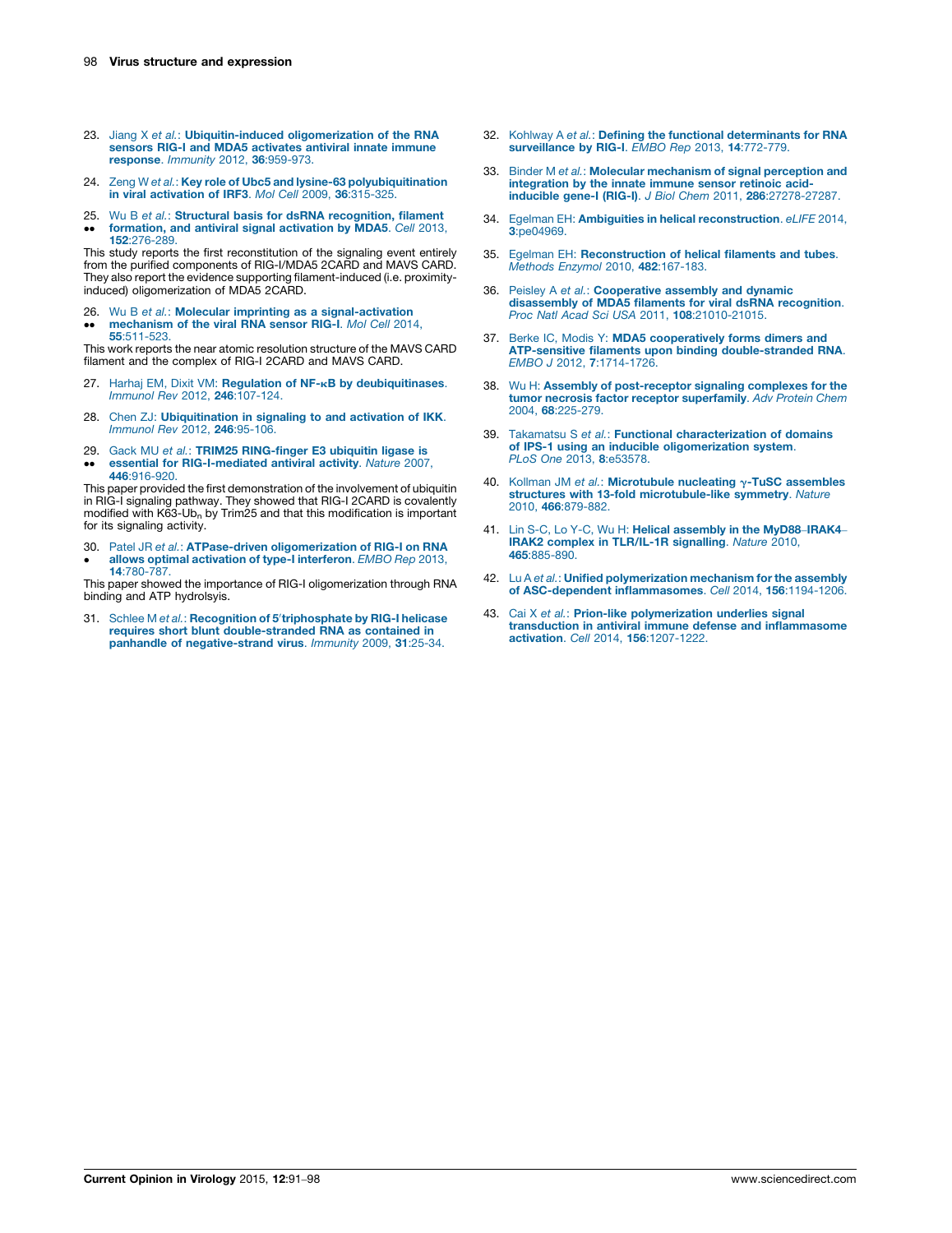23. Jiang X *et al.*: **Ubiquitin-induced oligomerization of the RNA sensors RIG-I and MDA5 activates antiviral innate immune response**. *Immunity* 2012, **36**:959-973.

24. Zeng W *et al.*: **Key role of Ubc5 and lysine-63 polyubiquitination in viral activation of IRF3**. *Mol Cell* 2009, **36**:315-325.

25. •• Wu B *et al.*: **Structural basis for dsRNA recognition, filament formation, and antiviral signal activation by MDA5**. *Cell* 2013, **152**:276-289.

This study reports the first reconstitution of the signaling event entirely from the purified components of RIG-I/MDA5 2CARD and MAVS CARD. They also report the evidence supporting filament-induced (i.e. proximity-induced) oligomerization of MDA5 2CARD.

26. •• Wu B *et al.*: **Molecular imprinting as a signal-activation mechanism of the viral RNA sensor RIG-I**. *Mol Cell* 2014, **55**:511-523.

This work reports the near atomic resolution structure of the MAVS CARD filament and the complex of RIG-I 2CARD and MAVS CARD.

27. Harhaj EM, Dixit VM: **Regulation of NF-κB by deubiquitinases**. *Immunol Rev* 2012, **246**:107-124.

28. Chen ZJ: **Ubiquitination in signaling to and activation of IKK**. *Immunol Rev* 2012, **246**:95-106.

29. •• Gack MU *et al.*: **TRIM25 RING-finger E3 ubiquitin ligase is essential for RIG-I-mediated antiviral activity**. *Nature* 2007, **446**:916-920.

This paper provided the first demonstration of the involvement of ubiquitin in RIG-I signaling pathway. They showed that RIG-I 2CARD is covalently modified with K63-$Ub_n$ by Trim25 and that this modification is important for its signaling activity.

30. • Patel JR *et al.*: **ATPase-driven oligomerization of RIG-I on RNA allows optimal activation of type-I interferon**. *EMBO Rep* 2013, **14**:780-787.

This paper showed the importance of RIG-I oligomerization through RNA binding and ATP hydrolsyis.

31. Schlee M *et al.*: **Recognition of 5′triphosphate by RIG-I helicase requires short blunt double-stranded RNA as contained in panhandle of negative-strand virus**. *Immunity* 2009, **31**:25-34.

32. Kohlway A *et al.*: **Defining the functional determinants for RNA surveillance by RIG-I**. *EMBO Rep* 2013, **14**:772-779.

33. Binder M *et al.*: **Molecular mechanism of signal perception and integration by the innate immune sensor retinoic acid-inducible gene-I (RIG-I)**. *J Biol Chem* 2011, **286**:27278-27287.

34. Egelman EH: **Ambiguities in helical reconstruction**. *eLIFE* 2014, **3**:pe04969.

35. Egelman EH: **Reconstruction of helical filaments and tubes**. *Methods Enzymol* 2010, **482**:167-183.

36. Peisley A *et al.*: **Cooperative assembly and dynamic disassembly of MDA5 filaments for viral dsRNA recognition**. *Proc Natl Acad Sci USA* 2011, **108**:21010-21015.

37. Berke IC, Modis Y: **MDA5 cooperatively forms dimers and ATP-sensitive filaments upon binding double-stranded RNA**. *EMBO J* 2012, **7**:1714-1726.

38. Wu H: **Assembly of post-receptor signaling complexes for the tumor necrosis factor receptor superfamily**. *Adv Protein Chem* 2004, **68**:225-279.

39. Takamatsu S *et al.*: **Functional characterization of domains of IPS-1 using an inducible oligomerization system**. *PLoS One* 2013, **8**:e53578.

40. Kollman JM *et al.*: **Microtubule nucleating γ-TuSC assembles structures with 13-fold microtubule-like symmetry**. *Nature* 2010, **466**:879-882.

41. Lin S-C, Lo Y-C, Wu H: **Helical assembly in the MyD88–IRAK4–IRAK2 complex in TLR/IL-1R signalling**. *Nature* 2010, **465**:885-890.

42. Lu A *et al.*: **Unified polymerization mechanism for the assembly of ASC-dependent inflammasomes**. *Cell* 2014, **156**:1194-1206.

43. Cai X *et al.*: **Prion-like polymerization underlies signal transduction in antiviral immune defense and inflammasome activation**. *Cell* 2014, **156**:1207-1222.